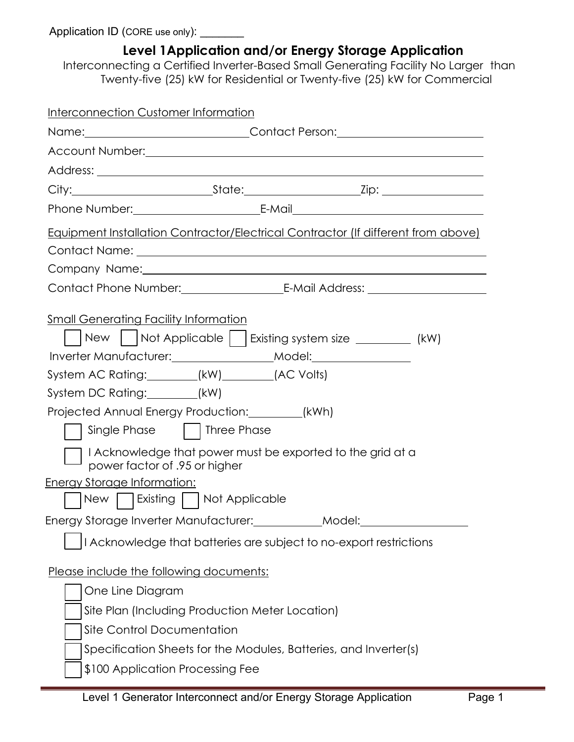Application ID (CORE use only): ________

# Level 1Application and/or Energy Storage Application

Interconnecting a Certified Inverter-Based Small Generating Facility No Larger than Twenty-five (25) kW for Residential or Twenty-five (25) kW for Commercial

<u>Interconnection Customer Information</u>

Name:____________________________Contact Person:________________________

Account Number:_______________________________________________________

Address: _____________________________________________________________

City:________________________State:____________________Zip: _________________

Phone Number:______________________E-Mail_______________________________

<u>Equipment Installation Contractor/Electrical Contractor (If different from above)</u>

Contact Name: ________________________________________________________

Company Name:________________________________________________________

Contact Phone Number:__________________E-Mail Address: ___________________

<u>Small Generating Facility Information</u>

☐ New ☐ Not Applicable ☐ Existing system size _________ (kW)

Inverter Manufacturer:__________________Model:________________

System AC Rating:________(kW)________(AC Volts)

System DC Rating:________(kW)

Projected Annual Energy Production:_________(kWh)

☐ Single Phase ☐ Three Phase

☐ I Acknowledge that power must be exported to the grid at a power factor of .95 or higher

<u>Energy Storage Information:</u>

☐ New ☐ Existing ☐ Not Applicable

Energy Storage Inverter Manufacturer:___________Model:__________________

☐ I Acknowledge that batteries are subject to no-export restrictions

<u>Please include the following documents:</u>

☐ One Line Diagram

☐ Site Plan (Including Production Meter Location)

☐ Site Control Documentation

☐ Specification Sheets for the Modules, Batteries, and Inverter(s)

☐ $100 Application Processing Fee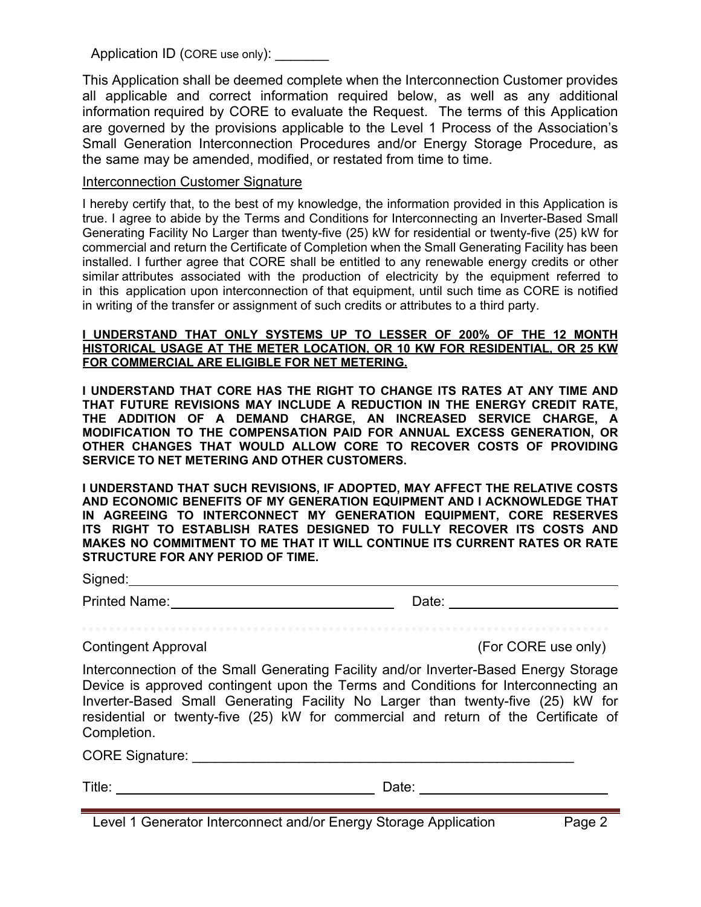Application ID (CORE use only): ________

This Application shall be deemed complete when the Interconnection Customer provides all applicable and correct information required below, as well as any additional information required by CORE to evaluate the Request. The terms of this Application are governed by the provisions applicable to the Level 1 Process of the Association's Small Generation Interconnection Procedures and/or Energy Storage Procedure, as the same may be amended, modified, or restated from time to time.

Interconnection Customer Signature

I hereby certify that, to the best of my knowledge, the information provided in this Application is true. I agree to abide by the Terms and Conditions for Interconnecting an Inverter-Based Small Generating Facility No Larger than twenty-five (25) kW for residential or twenty-five (25) kW for commercial and return the Certificate of Completion when the Small Generating Facility has been installed. I further agree that CORE shall be entitled to any renewable energy credits or other similar attributes associated with the production of electricity by the equipment referred to in this application upon interconnection of that equipment, until such time as CORE is notified in writing of the transfer or assignment of such credits or attributes to a third party.

**I UNDERSTAND THAT ONLY SYSTEMS UP TO LESSER OF 200% OF THE 12 MONTH HISTORICAL USAGE AT THE METER LOCATION, OR 10 KW FOR RESIDENTIAL, OR 25 KW FOR COMMERCIAL ARE ELIGIBLE FOR NET METERING.**

**I UNDERSTAND THAT CORE HAS THE RIGHT TO CHANGE ITS RATES AT ANY TIME AND THAT FUTURE REVISIONS MAY INCLUDE A REDUCTION IN THE ENERGY CREDIT RATE, THE ADDITION OF A DEMAND CHARGE, AN INCREASED SERVICE CHARGE, A MODIFICATION TO THE COMPENSATION PAID FOR ANNUAL EXCESS GENERATION, OR OTHER CHANGES THAT WOULD ALLOW CORE TO RECOVER COSTS OF PROVIDING SERVICE TO NET METERING AND OTHER CUSTOMERS.**

**I UNDERSTAND THAT SUCH REVISIONS, IF ADOPTED, MAY AFFECT THE RELATIVE COSTS AND ECONOMIC BENEFITS OF MY GENERATION EQUIPMENT AND I ACKNOWLEDGE THAT IN AGREEING TO INTERCONNECT MY GENERATION EQUIPMENT, CORE RESERVES ITS RIGHT TO ESTABLISH RATES DESIGNED TO FULLY RECOVER ITS COSTS AND MAKES NO COMMITMENT TO ME THAT IT WILL CONTINUE ITS CURRENT RATES OR RATE STRUCTURE FOR ANY PERIOD OF TIME.**

Signed: ______________________________________________

Printed Name: ______________________________ Date: ______________________

Contingent Approval (For CORE use only)

Interconnection of the Small Generating Facility and/or Inverter-Based Energy Storage Device is approved contingent upon the Terms and Conditions for Interconnecting an Inverter-Based Small Generating Facility No Larger than twenty-five (25) kW for residential or twenty-five (25) kW for commercial and return of the Certificate of Completion.

CORE Signature: ______________________________________________

Title: ______________________________ Date: ______________________